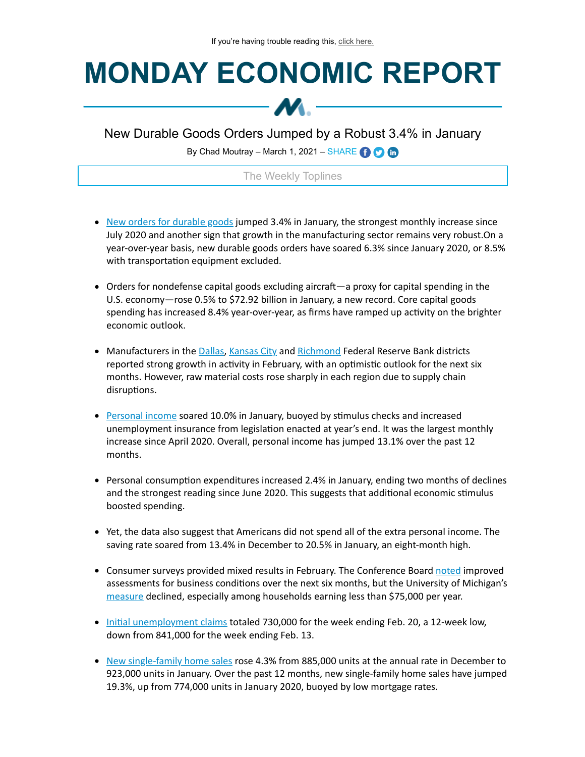If you're having trouble reading this, click here.

# MONDAY ECONOMIC REPORT

## New Durable Goods Orders Jumped by a Robust 3.4% in January

By Chad Moutray – March 1, 2021 – SHARE

The Weekly Toplines

- New orders for durable goods jumped 3.4% in January, the strongest monthly increase since July 2020 and another sign that growth in the manufacturing sector remains very robust.On a year-over-year basis, new durable goods orders have soared 6.3% since January 2020, or 8.5% with transportation equipment excluded.

- Orders for nondefense capital goods excluding aircraft—a proxy for capital spending in the U.S. economy—rose 0.5% to $72.92 billion in January, a new record. Core capital goods spending has increased 8.4% year-over-year, as firms have ramped up activity on the brighter economic outlook.

- Manufacturers in the Dallas, Kansas City and Richmond Federal Reserve Bank districts reported strong growth in activity in February, with an optimistic outlook for the next six months. However, raw material costs rose sharply in each region due to supply chain disruptions.

- Personal income soared 10.0% in January, buoyed by stimulus checks and increased unemployment insurance from legislation enacted at year's end. It was the largest monthly increase since April 2020. Overall, personal income has jumped 13.1% over the past 12 months.

- Personal consumption expenditures increased 2.4% in January, ending two months of declines and the strongest reading since June 2020. This suggests that additional economic stimulus boosted spending.

- Yet, the data also suggest that Americans did not spend all of the extra personal income. The saving rate soared from 13.4% in December to 20.5% in January, an eight-month high.

- Consumer surveys provided mixed results in February. The Conference Board noted improved assessments for business conditions over the next six months, but the University of Michigan's measure declined, especially among households earning less than $75,000 per year.

- Initial unemployment claims totaled 730,000 for the week ending Feb. 20, a 12-week low, down from 841,000 for the week ending Feb. 13.

- New single-family home sales rose 4.3% from 885,000 units at the annual rate in December to 923,000 units in January. Over the past 12 months, new single-family home sales have jumped 19.3%, up from 774,000 units in January 2020, buoyed by low mortgage rates.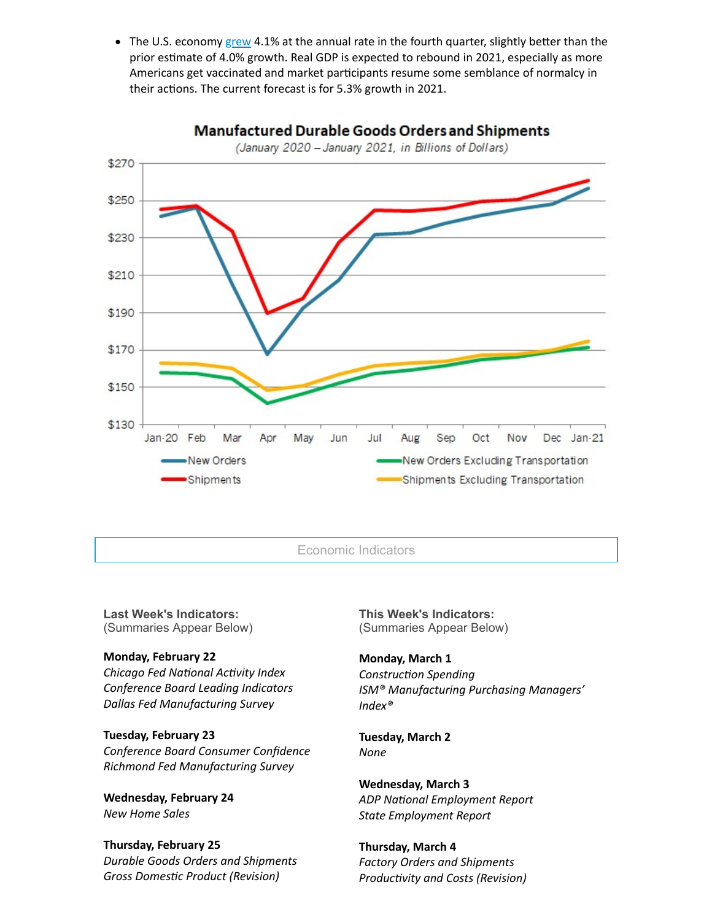- The U.S. economy grew 4.1% at the annual rate in the fourth quarter, slightly better than the prior estimate of 4.0% growth. Real GDP is expected to rebound in 2021, especially as more Americans get vaccinated and market participants resume some semblance of normalcy in their actions. The current forecast is for 5.3% growth in 2021.

**Manufactured Durable Goods Orders and Shipments**

*(January 2020 – January 2021, in Billions of Dollars)*

## Economic Indicators

**Last Week's Indicators:**
(Summaries Appear Below)

**Monday, February 22**
*Chicago Fed National Activity Index*
*Conference Board Leading Indicators*
*Dallas Fed Manufacturing Survey*

**Tuesday, February 23**
*Conference Board Consumer Confidence*
*Richmond Fed Manufacturing Survey*

**Wednesday, February 24**
*New Home Sales*

**Thursday, February 25**
*Durable Goods Orders and Shipments*
*Gross Domestic Product (Revision)*

**This Week's Indicators:**
(Summaries Appear Below)

**Monday, March 1**
*Construction Spending*
*ISM® Manufacturing Purchasing Managers' Index®*

**Tuesday, March 2**
*None*

**Wednesday, March 3**
*ADP National Employment Report*
*State Employment Report*

**Thursday, March 4**
*Factory Orders and Shipments*
*Productivity and Costs (Revision)*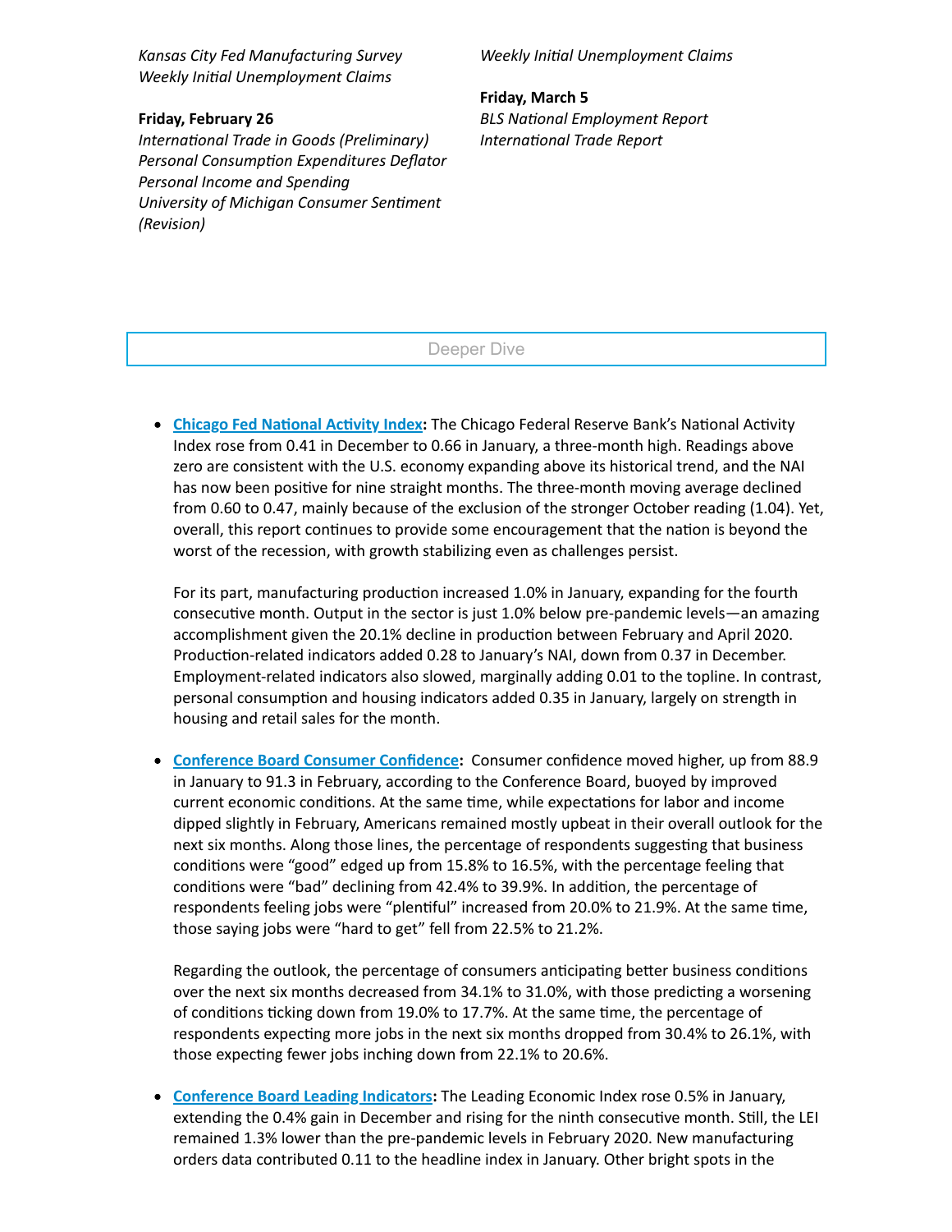*Kansas City Fed Manufacturing Survey*
*Weekly Initial Unemployment Claims*

**Friday, February 26**
*International Trade in Goods (Preliminary)*
*Personal Consumption Expenditures Deflator*
*Personal Income and Spending*
*University of Michigan Consumer Sentiment (Revision)*

*Weekly Initial Unemployment Claims*

**Friday, March 5**
*BLS National Employment Report*
*International Trade Report*

## Deeper Dive

- **Chicago Fed National Activity Index:** The Chicago Federal Reserve Bank's National Activity Index rose from 0.41 in December to 0.66 in January, a three-month high. Readings above zero are consistent with the U.S. economy expanding above its historical trend, and the NAI has now been positive for nine straight months. The three-month moving average declined from 0.60 to 0.47, mainly because of the exclusion of the stronger October reading (1.04). Yet, overall, this report continues to provide some encouragement that the nation is beyond the worst of the recession, with growth stabilizing even as challenges persist.

  For its part, manufacturing production increased 1.0% in January, expanding for the fourth consecutive month. Output in the sector is just 1.0% below pre-pandemic levels—an amazing accomplishment given the 20.1% decline in production between February and April 2020. Production-related indicators added 0.28 to January's NAI, down from 0.37 in December. Employment-related indicators also slowed, marginally adding 0.01 to the topline. In contrast, personal consumption and housing indicators added 0.35 in January, largely on strength in housing and retail sales for the month.

- **Conference Board Consumer Confidence:** Consumer confidence moved higher, up from 88.9 in January to 91.3 in February, according to the Conference Board, buoyed by improved current economic conditions. At the same time, while expectations for labor and income dipped slightly in February, Americans remained mostly upbeat in their overall outlook for the next six months. Along those lines, the percentage of respondents suggesting that business conditions were "good" edged up from 15.8% to 16.5%, with the percentage feeling that conditions were "bad" declining from 42.4% to 39.9%. In addition, the percentage of respondents feeling jobs were "plentiful" increased from 20.0% to 21.9%. At the same time, those saying jobs were "hard to get" fell from 22.5% to 21.2%.

  Regarding the outlook, the percentage of consumers anticipating better business conditions over the next six months decreased from 34.1% to 31.0%, with those predicting a worsening of conditions ticking down from 19.0% to 17.7%. At the same time, the percentage of respondents expecting more jobs in the next six months dropped from 30.4% to 26.1%, with those expecting fewer jobs inching down from 22.1% to 20.6%.

- **Conference Board Leading Indicators:** The Leading Economic Index rose 0.5% in January, extending the 0.4% gain in December and rising for the ninth consecutive month. Still, the LEI remained 1.3% lower than the pre-pandemic levels in February 2020. New manufacturing orders data contributed 0.11 to the headline index in January. Other bright spots in the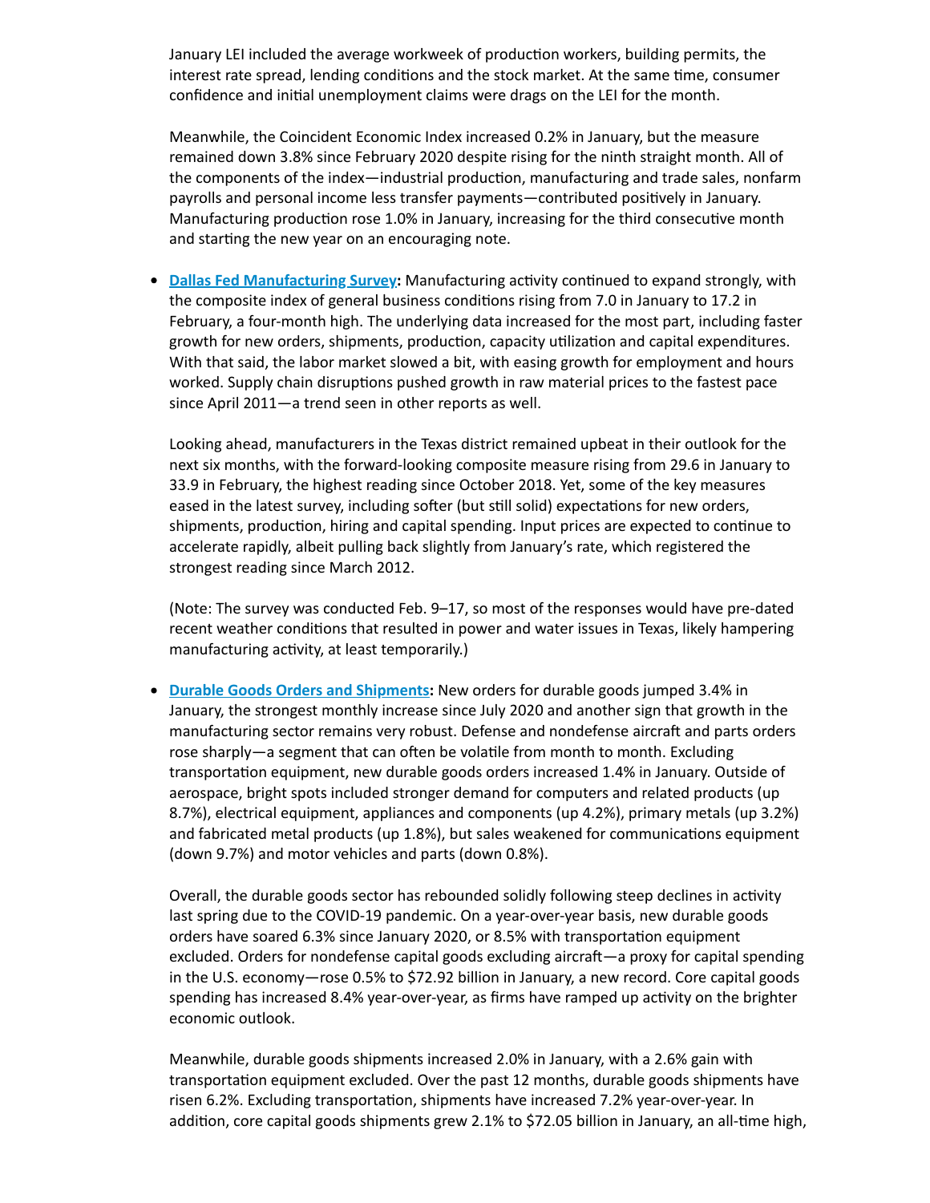January LEI included the average workweek of production workers, building permits, the interest rate spread, lending conditions and the stock market. At the same time, consumer confidence and initial unemployment claims were drags on the LEI for the month.

Meanwhile, the Coincident Economic Index increased 0.2% in January, but the measure remained down 3.8% since February 2020 despite rising for the ninth straight month. All of the components of the index—industrial production, manufacturing and trade sales, nonfarm payrolls and personal income less transfer payments—contributed positively in January. Manufacturing production rose 1.0% in January, increasing for the third consecutive month and starting the new year on an encouraging note.

- **Dallas Fed Manufacturing Survey:** Manufacturing activity continued to expand strongly, with the composite index of general business conditions rising from 7.0 in January to 17.2 in February, a four-month high. The underlying data increased for the most part, including faster growth for new orders, shipments, production, capacity utilization and capital expenditures. With that said, the labor market slowed a bit, with easing growth for employment and hours worked. Supply chain disruptions pushed growth in raw material prices to the fastest pace since April 2011—a trend seen in other reports as well.

  Looking ahead, manufacturers in the Texas district remained upbeat in their outlook for the next six months, with the forward-looking composite measure rising from 29.6 in January to 33.9 in February, the highest reading since October 2018. Yet, some of the key measures eased in the latest survey, including softer (but still solid) expectations for new orders, shipments, production, hiring and capital spending. Input prices are expected to continue to accelerate rapidly, albeit pulling back slightly from January's rate, which registered the strongest reading since March 2012.

  (Note: The survey was conducted Feb. 9–17, so most of the responses would have pre-dated recent weather conditions that resulted in power and water issues in Texas, likely hampering manufacturing activity, at least temporarily.)

- **Durable Goods Orders and Shipments:** New orders for durable goods jumped 3.4% in January, the strongest monthly increase since July 2020 and another sign that growth in the manufacturing sector remains very robust. Defense and nondefense aircraft and parts orders rose sharply—a segment that can often be volatile from month to month. Excluding transportation equipment, new durable goods orders increased 1.4% in January. Outside of aerospace, bright spots included stronger demand for computers and related products (up 8.7%), electrical equipment, appliances and components (up 4.2%), primary metals (up 3.2%) and fabricated metal products (up 1.8%), but sales weakened for communications equipment (down 9.7%) and motor vehicles and parts (down 0.8%).

  Overall, the durable goods sector has rebounded solidly following steep declines in activity last spring due to the COVID-19 pandemic. On a year-over-year basis, new durable goods orders have soared 6.3% since January 2020, or 8.5% with transportation equipment excluded. Orders for nondefense capital goods excluding aircraft—a proxy for capital spending in the U.S. economy—rose 0.5% to $72.92 billion in January, a new record. Core capital goods spending has increased 8.4% year-over-year, as firms have ramped up activity on the brighter economic outlook.

  Meanwhile, durable goods shipments increased 2.0% in January, with a 2.6% gain with transportation equipment excluded. Over the past 12 months, durable goods shipments have risen 6.2%. Excluding transportation, shipments have increased 7.2% year-over-year. In addition, core capital goods shipments grew 2.1% to $72.05 billion in January, an all-time high,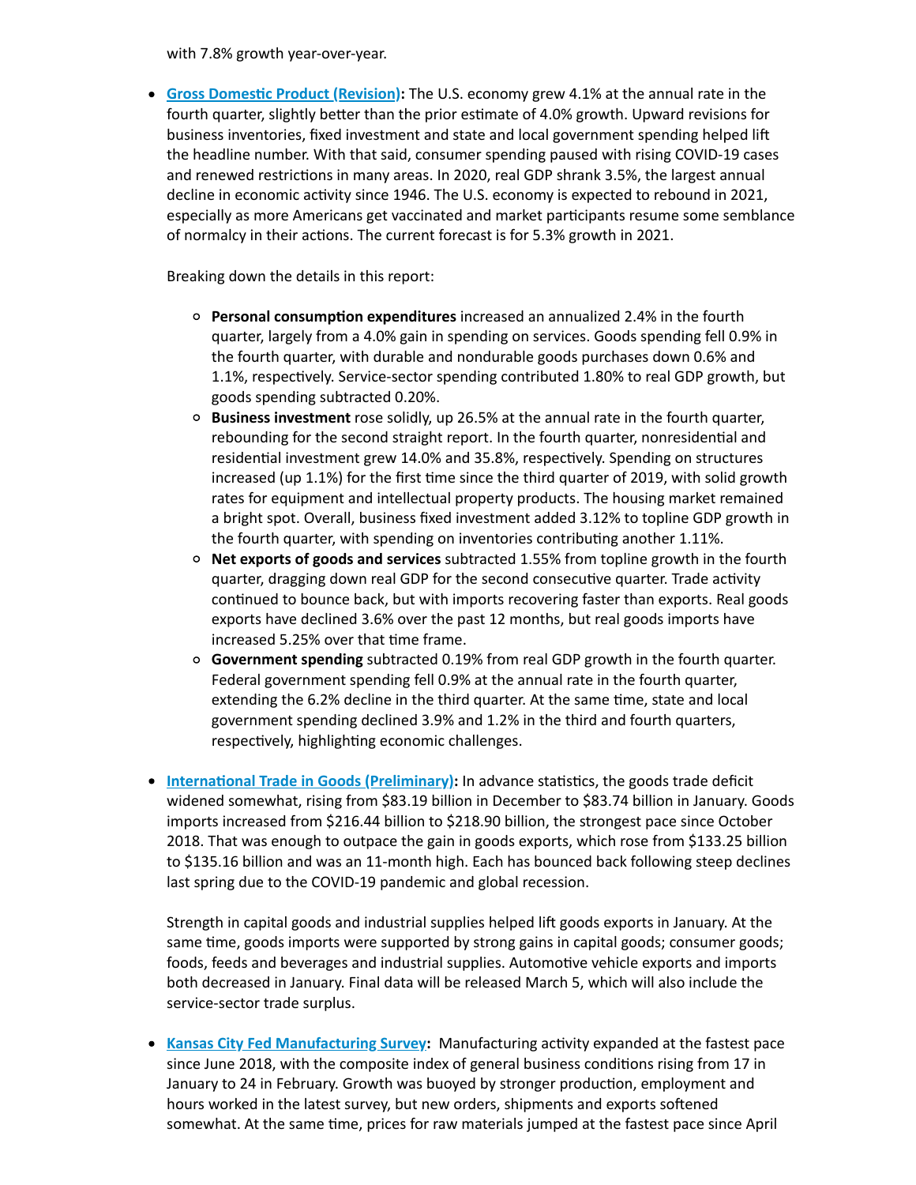with 7.8% growth year-over-year.

- **Gross Domestic Product (Revision):** The U.S. economy grew 4.1% at the annual rate in the fourth quarter, slightly better than the prior estimate of 4.0% growth. Upward revisions for business inventories, fixed investment and state and local government spending helped lift the headline number. With that said, consumer spending paused with rising COVID-19 cases and renewed restrictions in many areas. In 2020, real GDP shrank 3.5%, the largest annual decline in economic activity since 1946. The U.S. economy is expected to rebound in 2021, especially as more Americans get vaccinated and market participants resume some semblance of normalcy in their actions. The current forecast is for 5.3% growth in 2021.

  Breaking down the details in this report:

  - **Personal consumption expenditures** increased an annualized 2.4% in the fourth quarter, largely from a 4.0% gain in spending on services. Goods spending fell 0.9% in the fourth quarter, with durable and nondurable goods purchases down 0.6% and 1.1%, respectively. Service-sector spending contributed 1.80% to real GDP growth, but goods spending subtracted 0.20%.
  - **Business investment** rose solidly, up 26.5% at the annual rate in the fourth quarter, rebounding for the second straight report. In the fourth quarter, nonresidential and residential investment grew 14.0% and 35.8%, respectively. Spending on structures increased (up 1.1%) for the first time since the third quarter of 2019, with solid growth rates for equipment and intellectual property products. The housing market remained a bright spot. Overall, business fixed investment added 3.12% to topline GDP growth in the fourth quarter, with spending on inventories contributing another 1.11%.
  - **Net exports of goods and services** subtracted 1.55% from topline growth in the fourth quarter, dragging down real GDP for the second consecutive quarter. Trade activity continued to bounce back, but with imports recovering faster than exports. Real goods exports have declined 3.6% over the past 12 months, but real goods imports have increased 5.25% over that time frame.
  - **Government spending** subtracted 0.19% from real GDP growth in the fourth quarter. Federal government spending fell 0.9% at the annual rate in the fourth quarter, extending the 6.2% decline in the third quarter. At the same time, state and local government spending declined 3.9% and 1.2% in the third and fourth quarters, respectively, highlighting economic challenges.

- **International Trade in Goods (Preliminary):** In advance statistics, the goods trade deficit widened somewhat, rising from $83.19 billion in December to $83.74 billion in January. Goods imports increased from $216.44 billion to $218.90 billion, the strongest pace since October 2018. That was enough to outpace the gain in goods exports, which rose from $133.25 billion to $135.16 billion and was an 11-month high. Each has bounced back following steep declines last spring due to the COVID-19 pandemic and global recession.

  Strength in capital goods and industrial supplies helped lift goods exports in January. At the same time, goods imports were supported by strong gains in capital goods; consumer goods; foods, feeds and beverages and industrial supplies. Automotive vehicle exports and imports both decreased in January. Final data will be released March 5, which will also include the service-sector trade surplus.

- **Kansas City Fed Manufacturing Survey:** Manufacturing activity expanded at the fastest pace since June 2018, with the composite index of general business conditions rising from 17 in January to 24 in February. Growth was buoyed by stronger production, employment and hours worked in the latest survey, but new orders, shipments and exports softened somewhat. At the same time, prices for raw materials jumped at the fastest pace since April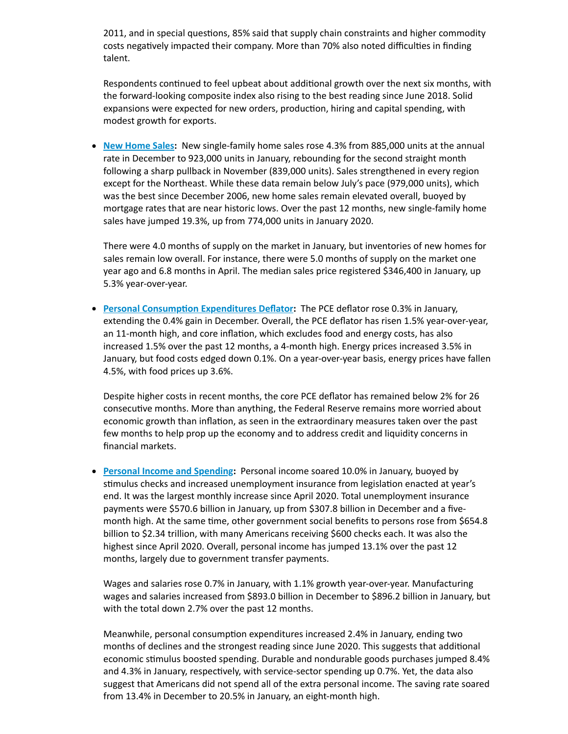2011, and in special questions, 85% said that supply chain constraints and higher commodity costs negatively impacted their company. More than 70% also noted difficulties in finding talent.

Respondents continued to feel upbeat about additional growth over the next six months, with the forward-looking composite index also rising to the best reading since June 2018. Solid expansions were expected for new orders, production, hiring and capital spending, with modest growth for exports.

- **New Home Sales:** New single-family home sales rose 4.3% from 885,000 units at the annual rate in December to 923,000 units in January, rebounding for the second straight month following a sharp pullback in November (839,000 units). Sales strengthened in every region except for the Northeast. While these data remain below July's pace (979,000 units), which was the best since December 2006, new home sales remain elevated overall, buoyed by mortgage rates that are near historic lows. Over the past 12 months, new single-family home sales have jumped 19.3%, up from 774,000 units in January 2020.

  There were 4.0 months of supply on the market in January, but inventories of new homes for sales remain low overall. For instance, there were 5.0 months of supply on the market one year ago and 6.8 months in April. The median sales price registered $346,400 in January, up 5.3% year-over-year.

- **Personal Consumption Expenditures Deflator:** The PCE deflator rose 0.3% in January, extending the 0.4% gain in December. Overall, the PCE deflator has risen 1.5% year-over-year, an 11-month high, and core inflation, which excludes food and energy costs, has also increased 1.5% over the past 12 months, a 4-month high. Energy prices increased 3.5% in January, but food costs edged down 0.1%. On a year-over-year basis, energy prices have fallen 4.5%, with food prices up 3.6%.

  Despite higher costs in recent months, the core PCE deflator has remained below 2% for 26 consecutive months. More than anything, the Federal Reserve remains more worried about economic growth than inflation, as seen in the extraordinary measures taken over the past few months to help prop up the economy and to address credit and liquidity concerns in financial markets.

- **Personal Income and Spending:** Personal income soared 10.0% in January, buoyed by stimulus checks and increased unemployment insurance from legislation enacted at year's end. It was the largest monthly increase since April 2020. Total unemployment insurance payments were $570.6 billion in January, up from $307.8 billion in December and a five-month high. At the same time, other government social benefits to persons rose from $654.8 billion to $2.34 trillion, with many Americans receiving $600 checks each. It was also the highest since April 2020. Overall, personal income has jumped 13.1% over the past 12 months, largely due to government transfer payments.

  Wages and salaries rose 0.7% in January, with 1.1% growth year-over-year. Manufacturing wages and salaries increased from $893.0 billion in December to $896.2 billion in January, but with the total down 2.7% over the past 12 months.

  Meanwhile, personal consumption expenditures increased 2.4% in January, ending two months of declines and the strongest reading since June 2020. This suggests that additional economic stimulus boosted spending. Durable and nondurable goods purchases jumped 8.4% and 4.3% in January, respectively, with service-sector spending up 0.7%. Yet, the data also suggest that Americans did not spend all of the extra personal income. The saving rate soared from 13.4% in December to 20.5% in January, an eight-month high.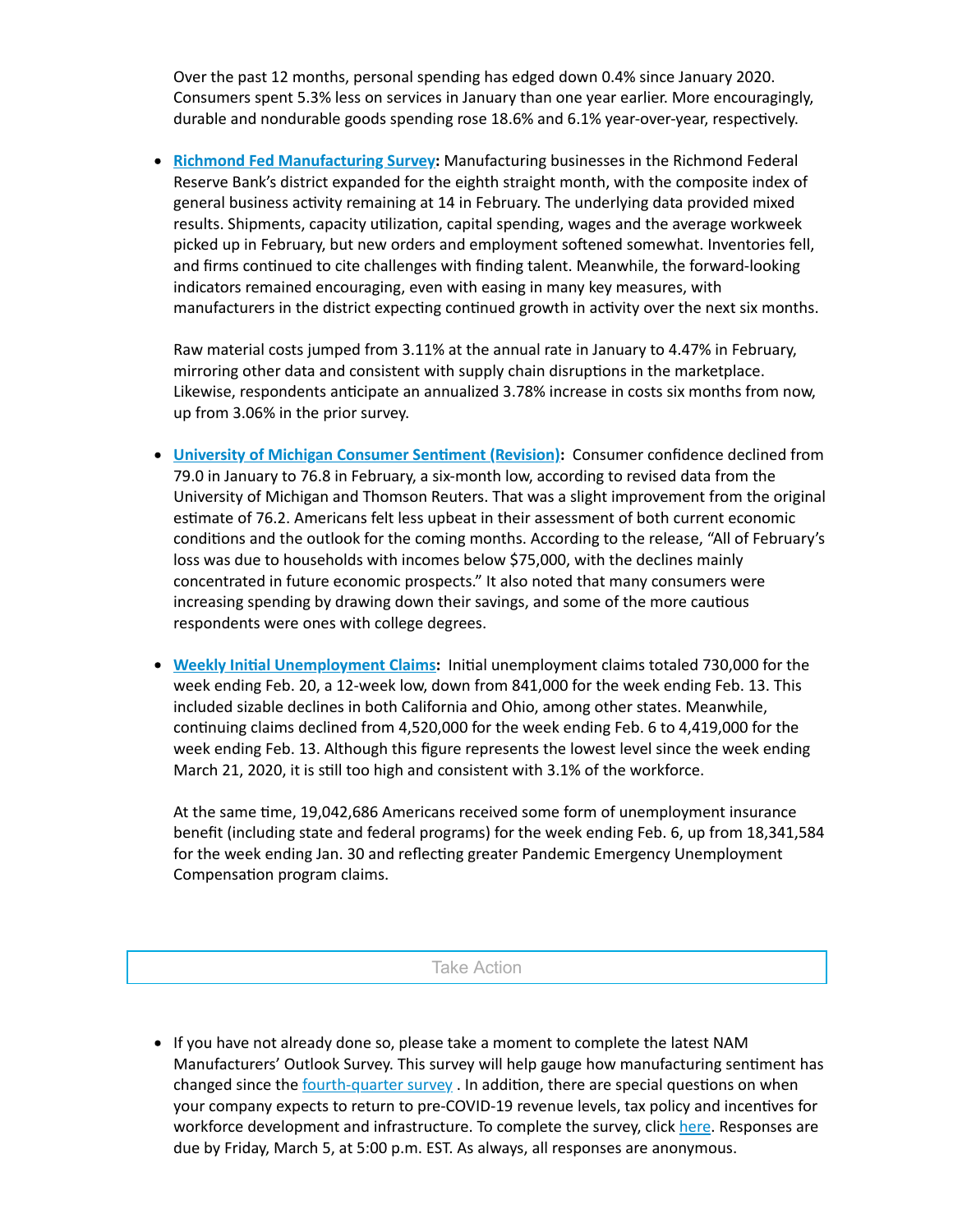Over the past 12 months, personal spending has edged down 0.4% since January 2020. Consumers spent 5.3% less on services in January than one year earlier. More encouragingly, durable and nondurable goods spending rose 18.6% and 6.1% year-over-year, respectively.

- **Richmond Fed Manufacturing Survey:** Manufacturing businesses in the Richmond Federal Reserve Bank's district expanded for the eighth straight month, with the composite index of general business activity remaining at 14 in February. The underlying data provided mixed results. Shipments, capacity utilization, capital spending, wages and the average workweek picked up in February, but new orders and employment softened somewhat. Inventories fell, and firms continued to cite challenges with finding talent. Meanwhile, the forward-looking indicators remained encouraging, even with easing in many key measures, with manufacturers in the district expecting continued growth in activity over the next six months.

  Raw material costs jumped from 3.11% at the annual rate in January to 4.47% in February, mirroring other data and consistent with supply chain disruptions in the marketplace. Likewise, respondents anticipate an annualized 3.78% increase in costs six months from now, up from 3.06% in the prior survey.

- **University of Michigan Consumer Sentiment (Revision):** Consumer confidence declined from 79.0 in January to 76.8 in February, a six-month low, according to revised data from the University of Michigan and Thomson Reuters. That was a slight improvement from the original estimate of 76.2. Americans felt less upbeat in their assessment of both current economic conditions and the outlook for the coming months. According to the release, "All of February's loss was due to households with incomes below $75,000, with the declines mainly concentrated in future economic prospects." It also noted that many consumers were increasing spending by drawing down their savings, and some of the more cautious respondents were ones with college degrees.

- **Weekly Initial Unemployment Claims:** Initial unemployment claims totaled 730,000 for the week ending Feb. 20, a 12-week low, down from 841,000 for the week ending Feb. 13. This included sizable declines in both California and Ohio, among other states. Meanwhile, continuing claims declined from 4,520,000 for the week ending Feb. 6 to 4,419,000 for the week ending Feb. 13. Although this figure represents the lowest level since the week ending March 21, 2020, it is still too high and consistent with 3.1% of the workforce.

  At the same time, 19,042,686 Americans received some form of unemployment insurance benefit (including state and federal programs) for the week ending Feb. 6, up from 18,341,584 for the week ending Jan. 30 and reflecting greater Pandemic Emergency Unemployment Compensation program claims.

## Take Action

- If you have not already done so, please take a moment to complete the latest NAM Manufacturers' Outlook Survey. This survey will help gauge how manufacturing sentiment has changed since the fourth-quarter survey . In addition, there are special questions on when your company expects to return to pre-COVID-19 revenue levels, tax policy and incentives for workforce development and infrastructure. To complete the survey, click here. Responses are due by Friday, March 5, at 5:00 p.m. EST. As always, all responses are anonymous.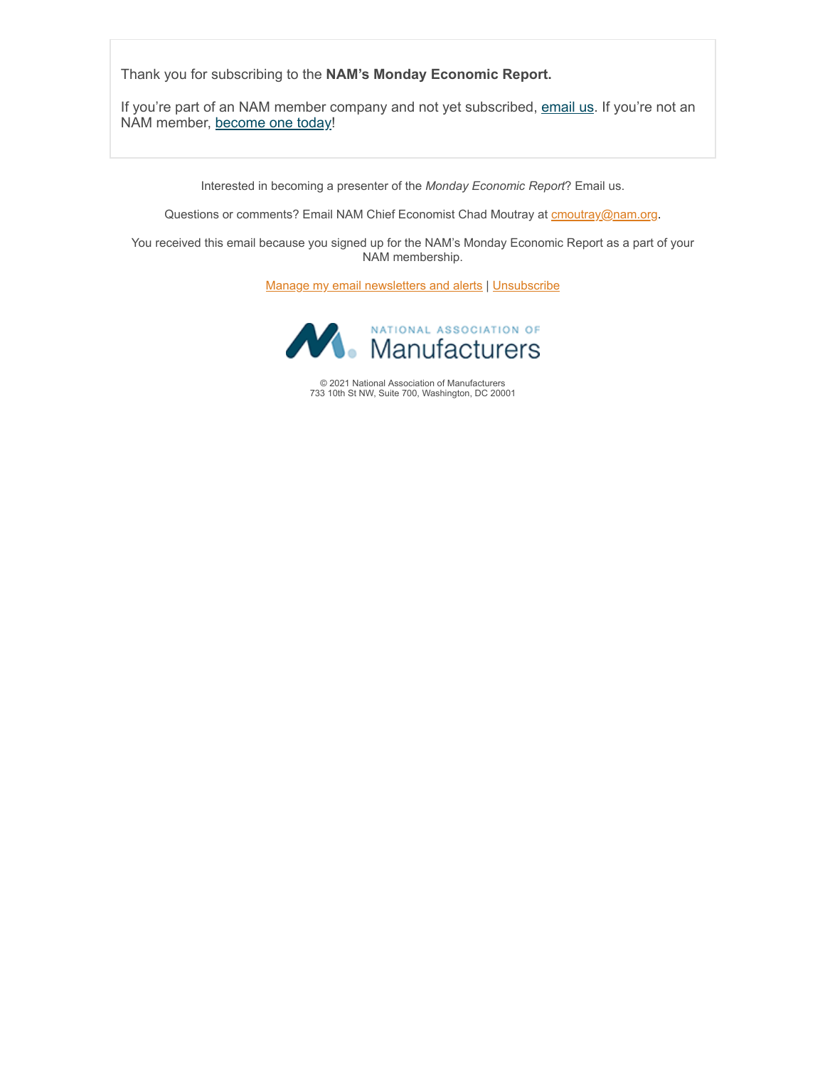Thank you for subscribing to the **NAM's Monday Economic Report.**

If you're part of an NAM member company and not yet subscribed, email us. If you're not an NAM member, become one today!

Interested in becoming a presenter of the *Monday Economic Report*? Email us.

Questions or comments? Email NAM Chief Economist Chad Moutray at cmoutray@nam.org.

You received this email because you signed up for the NAM's Monday Economic Report as a part of your NAM membership.

Manage my email newsletters and alerts | Unsubscribe

NATIONAL ASSOCIATION OF Manufacturers

© 2021 National Association of Manufacturers
733 10th St NW, Suite 700, Washington, DC 20001